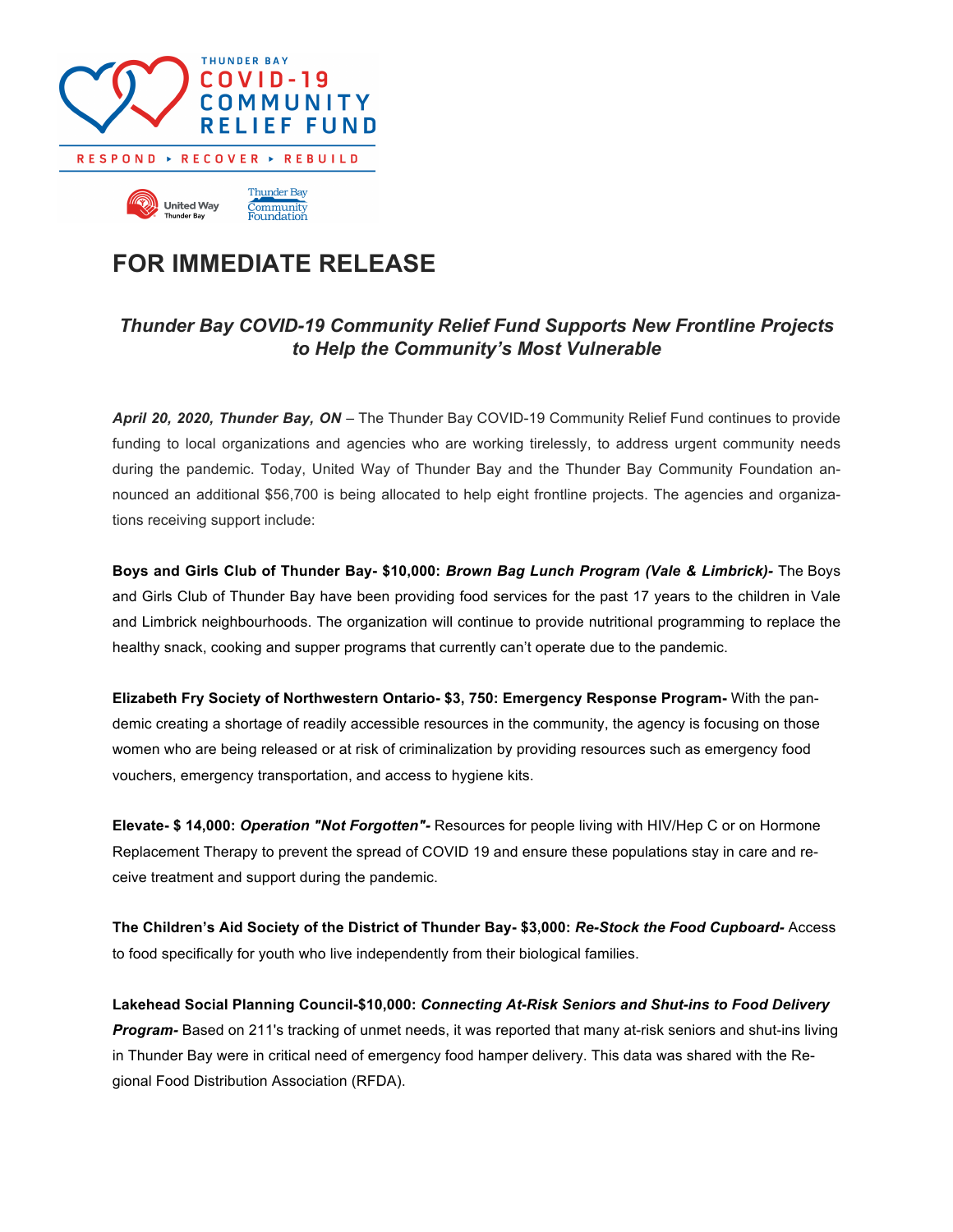THUNDER BAY COVID-19 COMMUNITY RELIEF FUND

RESPOND ▸ RECOVER ▸ REBUILD

United Way Thunder Bay | Thunder Bay Community Foundation

# FOR IMMEDIATE RELEASE

## *Thunder Bay COVID-19 Community Relief Fund Supports New Frontline Projects to Help the Community's Most Vulnerable*

***April 20, 2020, Thunder Bay, ON*** – The Thunder Bay COVID-19 Community Relief Fund continues to provide funding to local organizations and agencies who are working tirelessly, to address urgent community needs during the pandemic. Today, United Way of Thunder Bay and the Thunder Bay Community Foundation announced an additional $56,700 is being allocated to help eight frontline projects. The agencies and organizations receiving support include:

**Boys and Girls Club of Thunder Bay- $10,000: *Brown Bag Lunch Program (Vale & Limbrick)-*** The Boys and Girls Club of Thunder Bay have been providing food services for the past 17 years to the children in Vale and Limbrick neighbourhoods. The organization will continue to provide nutritional programming to replace the healthy snack, cooking and supper programs that currently can't operate due to the pandemic.

**Elizabeth Fry Society of Northwestern Ontario- $3, 750: Emergency Response Program-** With the pandemic creating a shortage of readily accessible resources in the community, the agency is focusing on those women who are being released or at risk of criminalization by providing resources such as emergency food vouchers, emergency transportation, and access to hygiene kits.

**Elevate- $ 14,000: *Operation "Not Forgotten"-*** Resources for people living with HIV/Hep C or on Hormone Replacement Therapy to prevent the spread of COVID 19 and ensure these populations stay in care and receive treatment and support during the pandemic.

**The Children's Aid Society of the District of Thunder Bay- $3,000: *Re-Stock the Food Cupboard-*** Access to food specifically for youth who live independently from their biological families.

**Lakehead Social Planning Council-$10,000: *Connecting At-Risk Seniors and Shut-ins to Food Delivery Program-*** Based on 211's tracking of unmet needs, it was reported that many at-risk seniors and shut-ins living in Thunder Bay were in critical need of emergency food hamper delivery. This data was shared with the Regional Food Distribution Association (RFDA).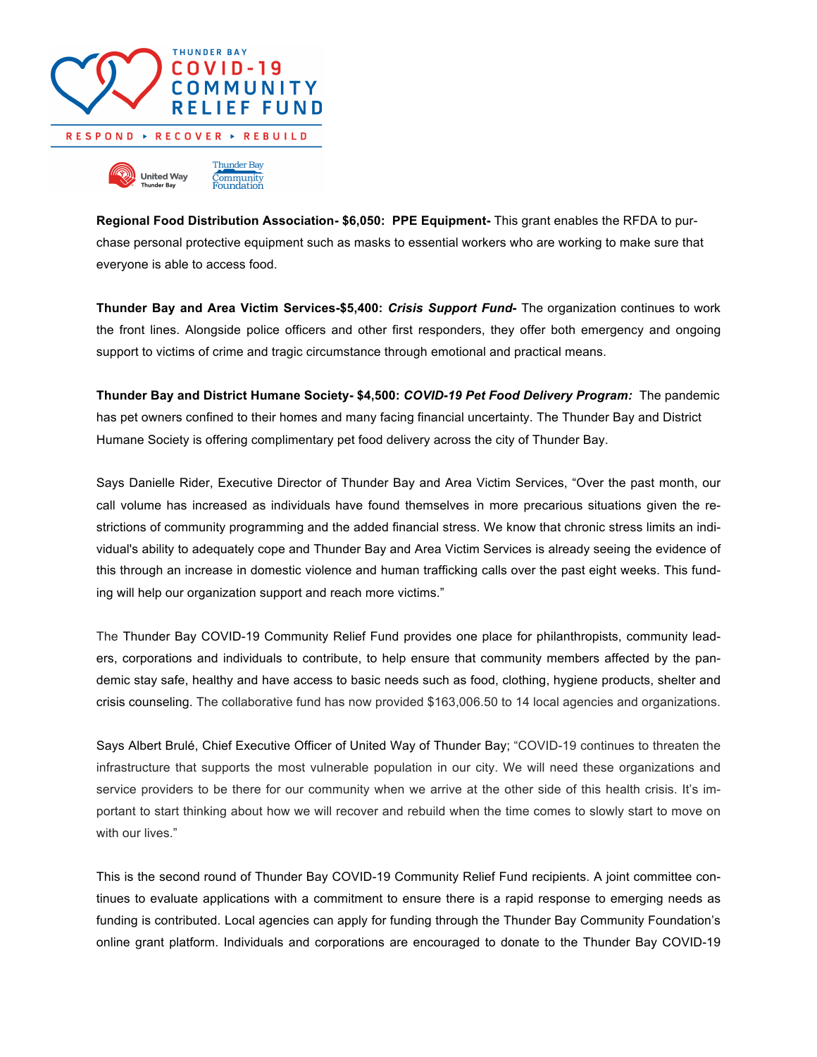**Regional Food Distribution Association- $6,050: PPE Equipment-** This grant enables the RFDA to purchase personal protective equipment such as masks to essential workers who are working to make sure that everyone is able to access food.

**Thunder Bay and Area Victim Services-$5,400:** ***Crisis Support Fund*****-** The organization continues to work the front lines. Alongside police officers and other first responders, they offer both emergency and ongoing support to victims of crime and tragic circumstance through emotional and practical means.

**Thunder Bay and District Humane Society- $4,500:** ***COVID-19 Pet Food Delivery Program:*** The pandemic has pet owners confined to their homes and many facing financial uncertainty. The Thunder Bay and District Humane Society is offering complimentary pet food delivery across the city of Thunder Bay.

Says Danielle Rider, Executive Director of Thunder Bay and Area Victim Services, "Over the past month, our call volume has increased as individuals have found themselves in more precarious situations given the restrictions of community programming and the added financial stress. We know that chronic stress limits an individual's ability to adequately cope and Thunder Bay and Area Victim Services is already seeing the evidence of this through an increase in domestic violence and human trafficking calls over the past eight weeks. This funding will help our organization support and reach more victims."

The Thunder Bay COVID-19 Community Relief Fund provides one place for philanthropists, community leaders, corporations and individuals to contribute, to help ensure that community members affected by the pandemic stay safe, healthy and have access to basic needs such as food, clothing, hygiene products, shelter and crisis counseling. The collaborative fund has now provided $163,006.50 to 14 local agencies and organizations.

Says Albert Brulé, Chief Executive Officer of United Way of Thunder Bay; "COVID-19 continues to threaten the infrastructure that supports the most vulnerable population in our city. We will need these organizations and service providers to be there for our community when we arrive at the other side of this health crisis. It's important to start thinking about how we will recover and rebuild when the time comes to slowly start to move on with our lives."

This is the second round of Thunder Bay COVID-19 Community Relief Fund recipients. A joint committee continues to evaluate applications with a commitment to ensure there is a rapid response to emerging needs as funding is contributed. Local agencies can apply for funding through the Thunder Bay Community Foundation's online grant platform. Individuals and corporations are encouraged to donate to the Thunder Bay COVID-19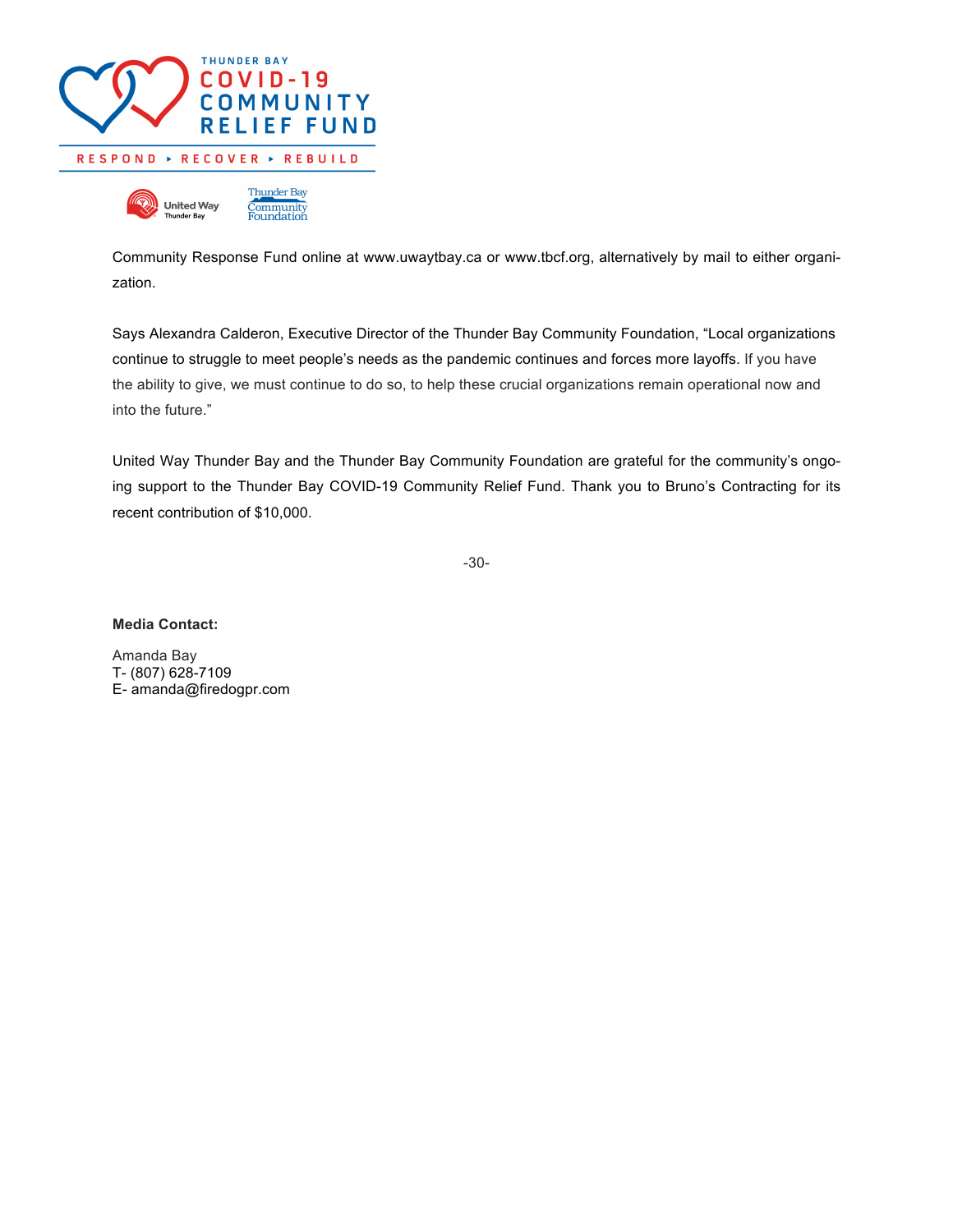Community Response Fund online at www.uwaytbay.ca or www.tbcf.org, alternatively by mail to either organization.

Says Alexandra Calderon, Executive Director of the Thunder Bay Community Foundation, "Local organizations continue to struggle to meet people's needs as the pandemic continues and forces more layoffs. If you have the ability to give, we must continue to do so, to help these crucial organizations remain operational now and into the future."

United Way Thunder Bay and the Thunder Bay Community Foundation are grateful for the community's ongoing support to the Thunder Bay COVID-19 Community Relief Fund. Thank you to Bruno's Contracting for its recent contribution of $10,000.

-30-

**Media Contact:**

Amanda Bay
T- (807) 628-7109
E- amanda@firedogpr.com